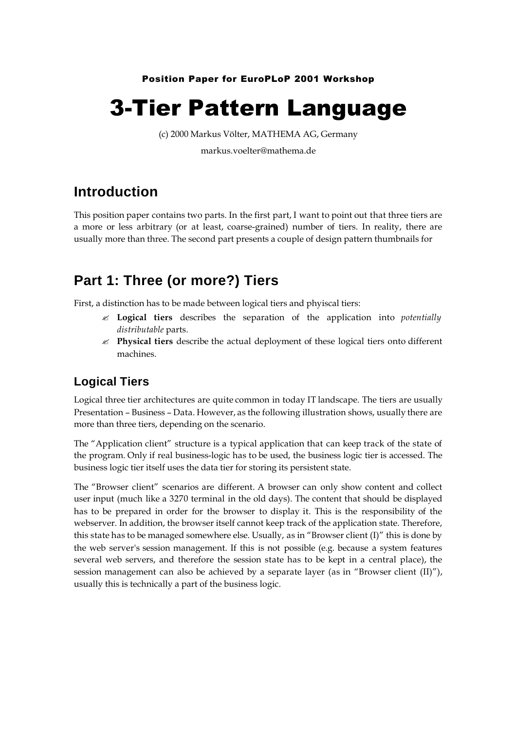Position Paper for EuroPLoP 2001 Workshop

# 3-Tier Pattern Language

(c) 2000 Markus Völter, MATHEMA AG, Germany

markus.voelter@mathema.de

## Introduction

This position paper contains two parts. In the first part, I want to point out that three tiers are a more or less arbitrary (or at least, coarse-grained) number of tiers. In reality, there are usually more than three. The second part presents a couple of design pattern thumbnails for

## Part 1: Three (or more?) Tiers

First, a distinction has to be made between logical tiers and phyisical tiers:

- **Logical tiers** describes the separation of the application into *potentially distributable* parts.
- **Physical tiers** describe the actual deployment of these logical tiers onto different machines.

### Logical Tiers

Logical three tier architectures are quite common in today IT landscape. The tiers are usually Presentation – Business – Data. However, as the following illustration shows, usually there are more than three tiers, depending on the scenario.

The "Application client" structure is a typical application that can keep track of the state of the program. Only if real business-logic has to be used, the business logic tier is accessed. The business logic tier itself uses the data tier for storing its persistent state.

The "Browser client" scenarios are different. A browser can only show content and collect user input (much like a 3270 terminal in the old days). The content that should be displayed has to be prepared in order for the browser to display it. This is the responsibility of the webserver. In addition, the browser itself cannot keep track of the application state. Therefore, this state has to be managed somewhere else. Usually, as in "Browser client (I)" this is done by the web server's session management. If this is not possible (e.g. because a system features several web servers, and therefore the session state has to be kept in a central place), the session management can also be achieved by a separate layer (as in "Browser client (II)"), usually this is technically a part of the business logic.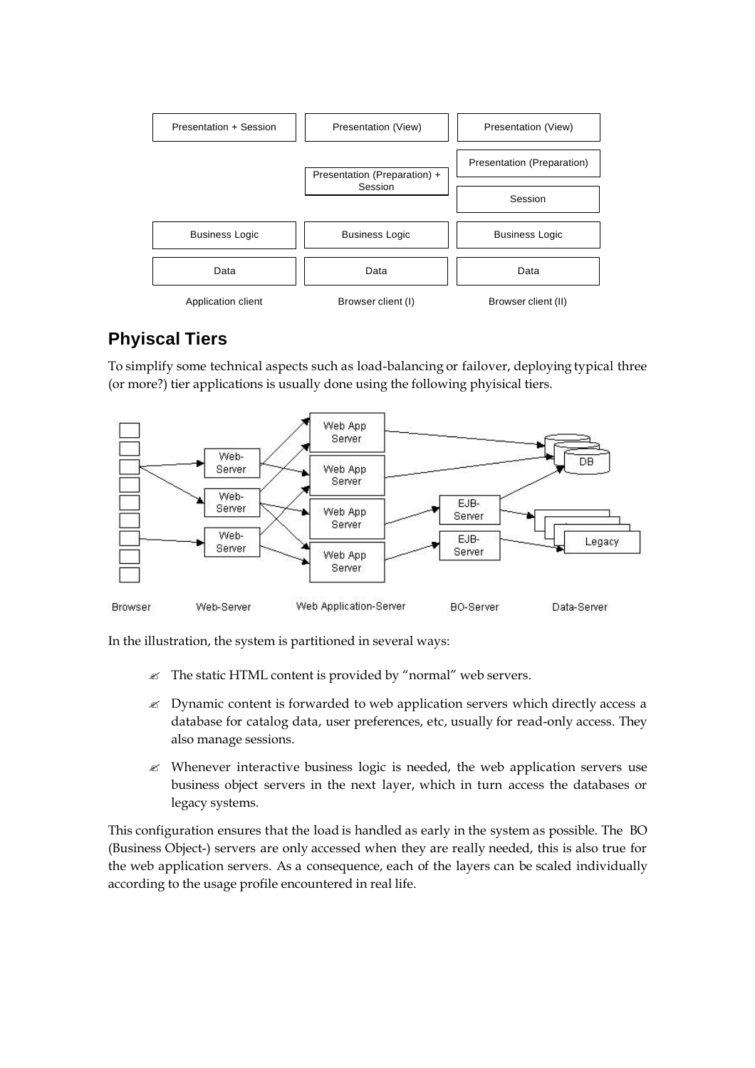| Application client | Browser client (I) | Browser client (II) |
|---|---|---|
| Presentation + Session | Presentation (View) | Presentation (View) |
| | Presentation (Preparation) + Session | Presentation (Preparation) |
| | | Session |
| Business Logic | Business Logic | Business Logic |
| Data | Data | Data |

## Phyiscal Tiers

To simplify some technical aspects such as load-balancing or failover, deploying typical three (or more?) tier applications is usually done using the following phyisical tiers.

In the illustration, the system is partitioned in several ways:

- The static HTML content is provided by "normal" web servers.
- Dynamic content is forwarded to web application servers which directly access a database for catalog data, user preferences, etc, usually for read-only access. They also manage sessions.
- Whenever interactive business logic is needed, the web application servers use business object servers in the next layer, which in turn access the databases or legacy systems.

This configuration ensures that the load is handled as early in the system as possible. The BO (Business Object-) servers are only accessed when they are really needed, this is also true for the web application servers. As a consequence, each of the layers can be scaled individually according to the usage profile encountered in real life.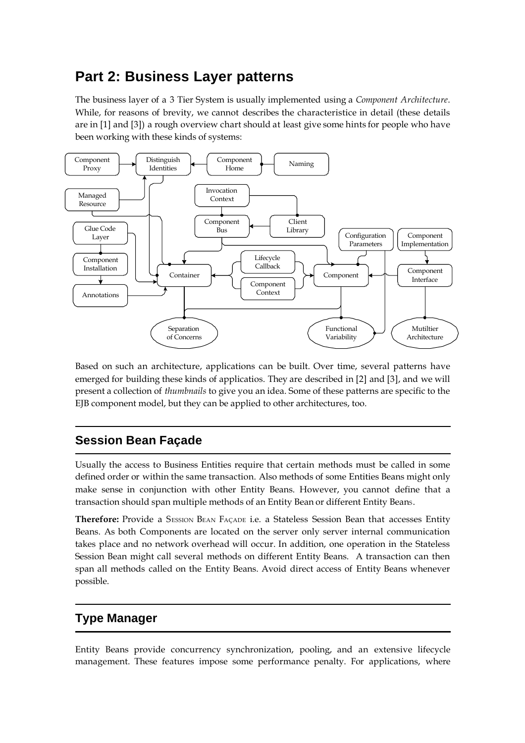# Part 2: Business Layer patterns

The business layer of a 3 Tier System is usually implemented using a *Component Architecture*. While, for reasons of brevity, we cannot describes the characteristice in detail (these details are in [1] and [3]) a rough overview chart should at least give some hints for people who have been working with these kinds of systems:

Based on such an architecture, applications can be built. Over time, several patterns have emerged for building these kinds of applicatios. They are described in [2] and [3], and we will present a collection of *thumbnails* to give you an idea. Some of these patterns are specific to the EJB component model, but they can be applied to other architectures, too.

## Session Bean Façade

Usually the access to Business Entities require that certain methods must be called in some defined order or within the same transaction. Also methods of some Entities Beans might only make sense in conjunction with other Entity Beans. However, you cannot define that a transaction should span multiple methods of an Entity Bean or different Entity Beans.

**Therefore:** Provide a SESSION BEAN FAÇADE i.e. a Stateless Session Bean that accesses Entity Beans. As both Components are located on the server only server internal communication takes place and no network overhead will occur. In addition, one operation in the Stateless Session Bean might call several methods on different Entity Beans. A transaction can then span all methods called on the Entity Beans. Avoid direct access of Entity Beans whenever possible.

## Type Manager

Entity Beans provide concurrency synchronization, pooling, and an extensive lifecycle management. These features impose some performance penalty. For applications, where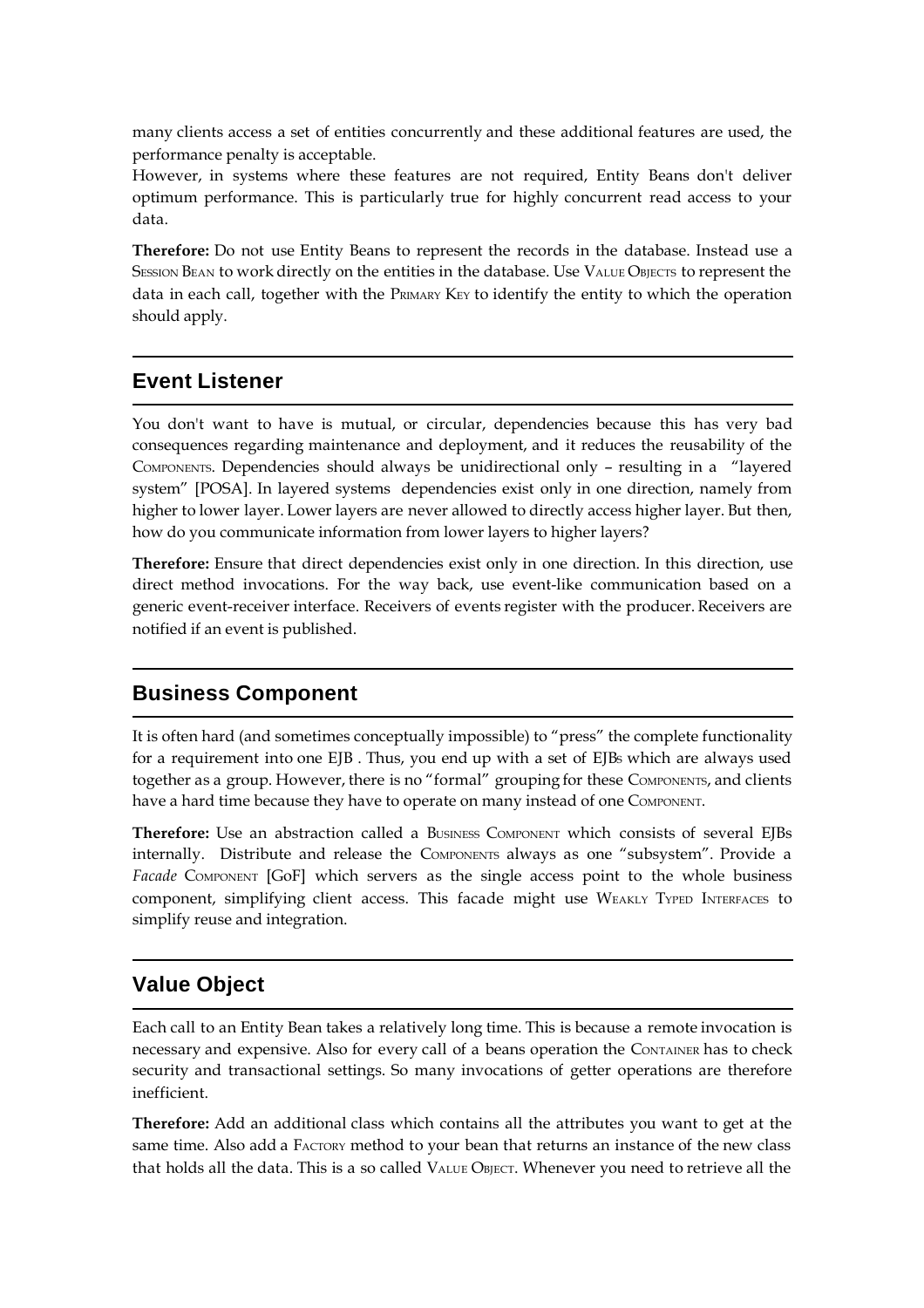many clients access a set of entities concurrently and these additional features are used, the performance penalty is acceptable.
However, in systems where these features are not required, Entity Beans don't deliver optimum performance. This is particularly true for highly concurrent read access to your data.

**Therefore:** Do not use Entity Beans to represent the records in the database. Instead use a SESSION BEAN to work directly on the entities in the database. Use VALUE OBJECTS to represent the data in each call, together with the PRIMARY KEY to identify the entity to which the operation should apply.

## Event Listener

You don't want to have is mutual, or circular, dependencies because this has very bad consequences regarding maintenance and deployment, and it reduces the reusability of the COMPONENTS. Dependencies should always be unidirectional only – resulting in a "layered system" [POSA]. In layered systems dependencies exist only in one direction, namely from higher to lower layer. Lower layers are never allowed to directly access higher layer. But then, how do you communicate information from lower layers to higher layers?

**Therefore:** Ensure that direct dependencies exist only in one direction. In this direction, use direct method invocations. For the way back, use event-like communication based on a generic event-receiver interface. Receivers of events register with the producer. Receivers are notified if an event is published.

## Business Component

It is often hard (and sometimes conceptually impossible) to "press" the complete functionality for a requirement into one EJB . Thus, you end up with a set of EJBs which are always used together as a group. However, there is no "formal" grouping for these COMPONENTS, and clients have a hard time because they have to operate on many instead of one COMPONENT.

**Therefore:** Use an abstraction called a BUSINESS COMPONENT which consists of several EJBs internally. Distribute and release the COMPONENTS always as one "subsystem". Provide a *Facade* COMPONENT [GoF] which servers as the single access point to the whole business component, simplifying client access. This facade might use WEAKLY TYPED INTERFACES to simplify reuse and integration.

## Value Object

Each call to an Entity Bean takes a relatively long time. This is because a remote invocation is necessary and expensive. Also for every call of a beans operation the CONTAINER has to check security and transactional settings. So many invocations of getter operations are therefore inefficient.

**Therefore:** Add an additional class which contains all the attributes you want to get at the same time. Also add a FACTORY method to your bean that returns an instance of the new class that holds all the data. This is a so called VALUE OBJECT. Whenever you need to retrieve all the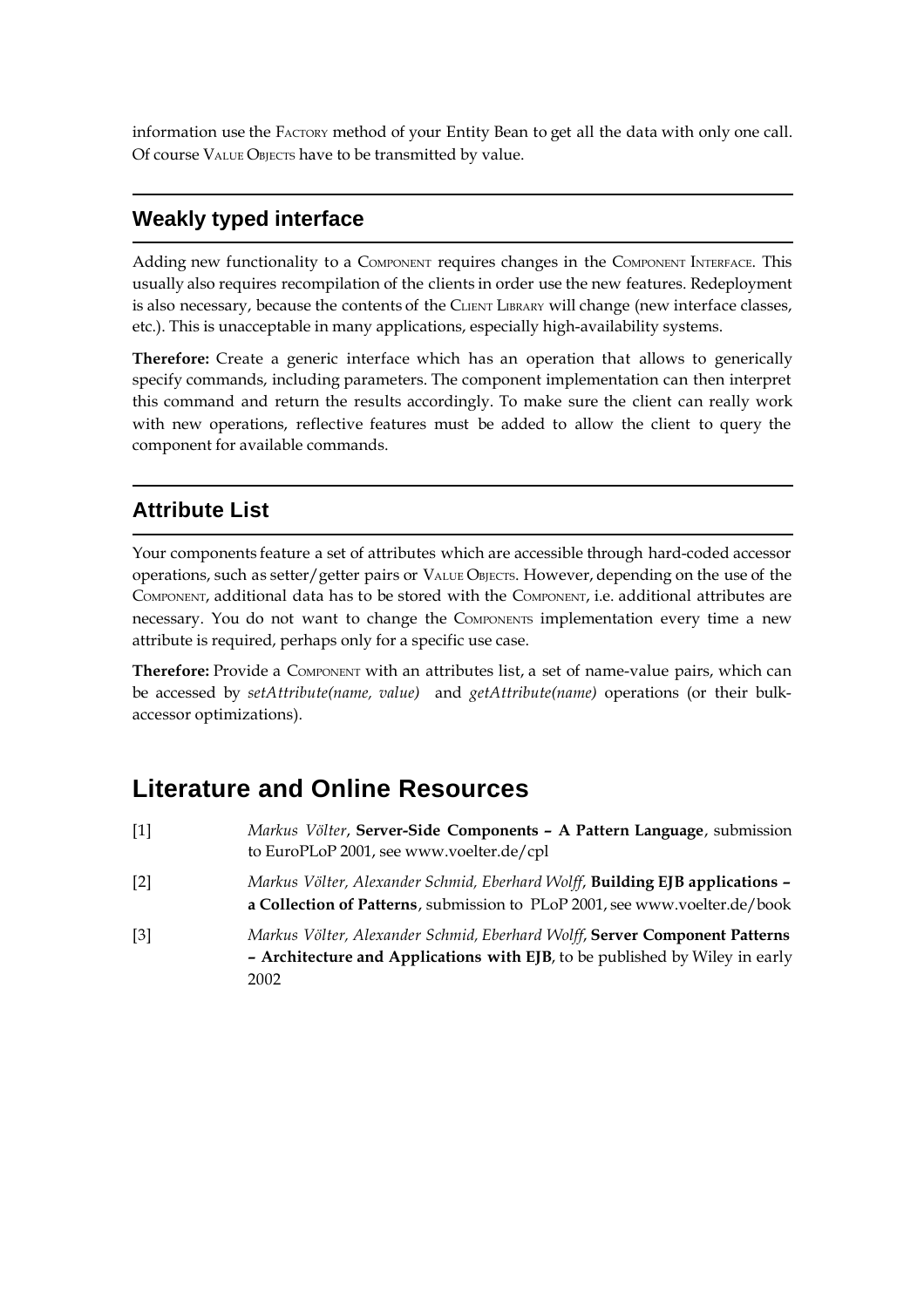information use the FACTORY method of your Entity Bean to get all the data with only one call. Of course VALUE OBJECTS have to be transmitted by value.

## Weakly typed interface

Adding new functionality to a COMPONENT requires changes in the COMPONENT INTERFACE. This usually also requires recompilation of the clients in order use the new features. Redeployment is also necessary, because the contents of the CLIENT LIBRARY will change (new interface classes, etc.). This is unacceptable in many applications, especially high-availability systems.

**Therefore:** Create a generic interface which has an operation that allows to generically specify commands, including parameters. The component implementation can then interpret this command and return the results accordingly. To make sure the client can really work with new operations, reflective features must be added to allow the client to query the component for available commands.

## Attribute List

Your components feature a set of attributes which are accessible through hard-coded accessor operations, such as setter/getter pairs or VALUE OBJECTS. However, depending on the use of the COMPONENT, additional data has to be stored with the COMPONENT, i.e. additional attributes are necessary. You do not want to change the COMPONENTS implementation every time a new attribute is required, perhaps only for a specific use case.

**Therefore:** Provide a COMPONENT with an attributes list, a set of name-value pairs, which can be accessed by *setAttribute(name, value)* and *getAttribute(name)* operations (or their bulk-accessor optimizations).

# Literature and Online Resources

[1] *Markus Völter*, **Server-Side Components – A Pattern Language**, submission to EuroPLoP 2001, see www.voelter.de/cpl

[2] *Markus Völter, Alexander Schmid, Eberhard Wolff*, **Building EJB applications – a Collection of Patterns**, submission to PLoP 2001, see www.voelter.de/book

[3] *Markus Völter, Alexander Schmid, Eberhard Wolff*, **Server Component Patterns – Architecture and Applications with EJB**, to be published by Wiley in early 2002